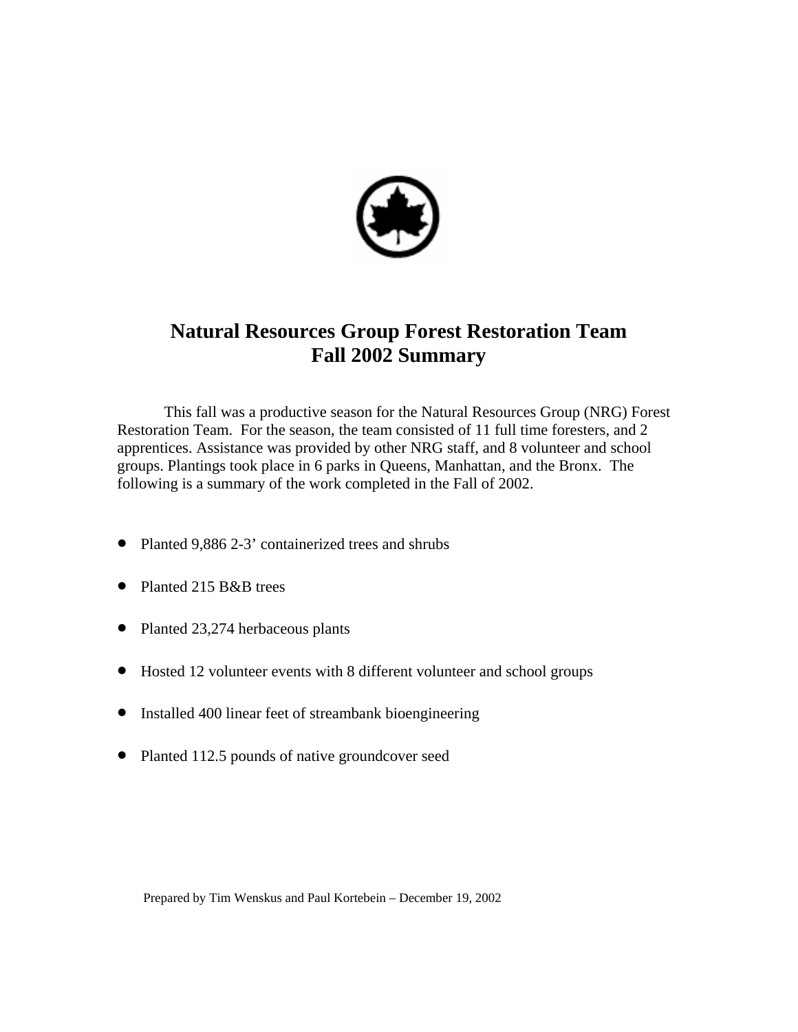# Natural Resources Group Forest Restoration Team
# Fall 2002 Summary

This fall was a productive season for the Natural Resources Group (NRG) Forest Restoration Team. For the season, the team consisted of 11 full time foresters, and 2 apprentices. Assistance was provided by other NRG staff, and 8 volunteer and school groups. Plantings took place in 6 parks in Queens, Manhattan, and the Bronx. The following is a summary of the work completed in the Fall of 2002.

- Planted 9,886 2-3' containerized trees and shrubs
- Planted 215 B&B trees
- Planted 23,274 herbaceous plants
- Hosted 12 volunteer events with 8 different volunteer and school groups
- Installed 400 linear feet of streambank bioengineering
- Planted 112.5 pounds of native groundcover seed

Prepared by Tim Wenskus and Paul Kortebein – December 19, 2002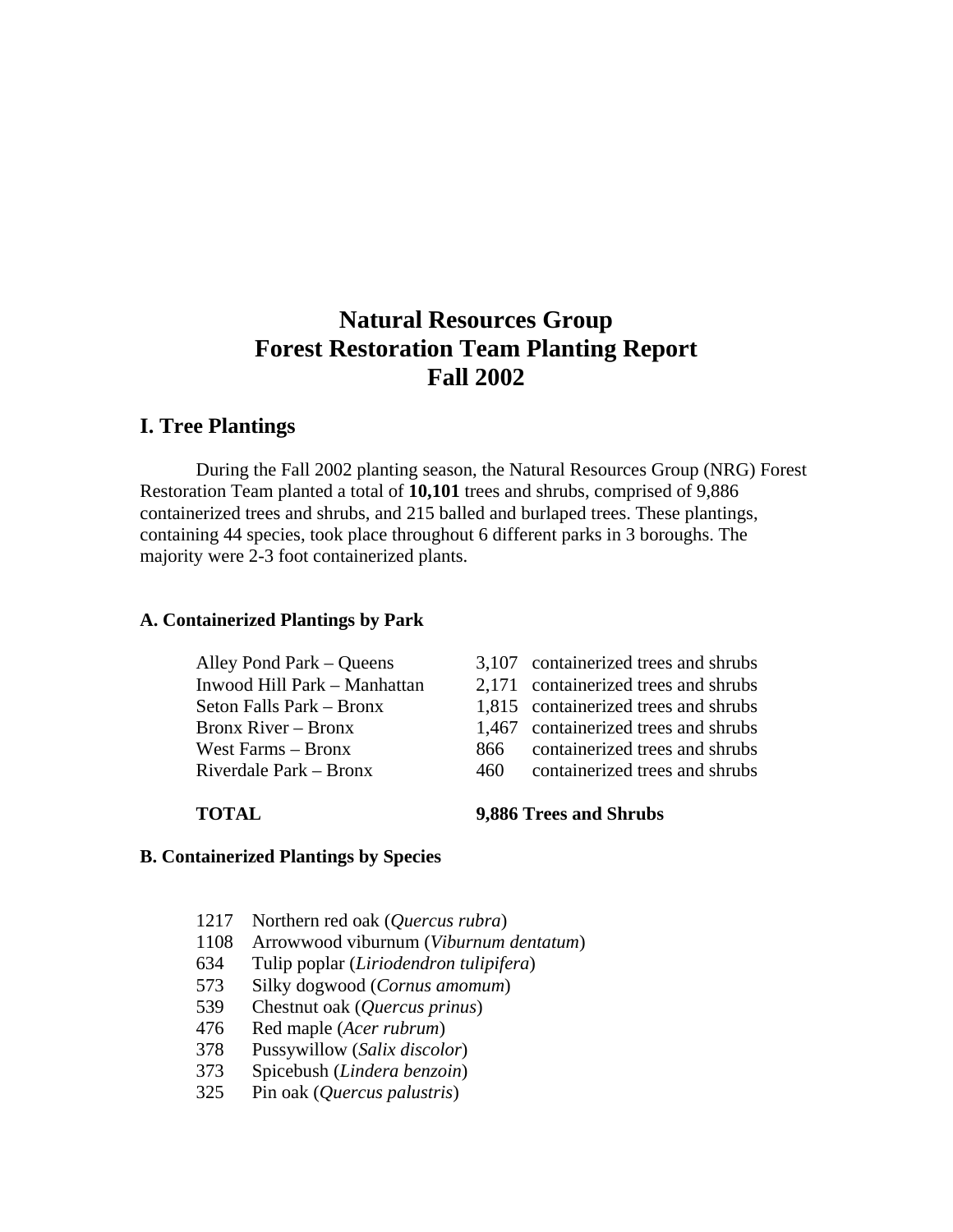# Natural Resources Group
# Forest Restoration Team Planting Report
# Fall 2002

## I. Tree Plantings

During the Fall 2002 planting season, the Natural Resources Group (NRG) Forest Restoration Team planted a total of **10,101** trees and shrubs, comprised of 9,886 containerized trees and shrubs, and 215 balled and burlaped trees. These plantings, containing 44 species, took place throughout 6 different parks in 3 boroughs. The majority were 2-3 foot containerized plants.

### A. Containerized Plantings by Park

| Park | Count | |
|---|---|---|
| Alley Pond Park – Queens | 3,107 | containerized trees and shrubs |
| Inwood Hill Park – Manhattan | 2,171 | containerized trees and shrubs |
| Seton Falls Park – Bronx | 1,815 | containerized trees and shrubs |
| Bronx River – Bronx | 1,467 | containerized trees and shrubs |
| West Farms – Bronx | 866 | containerized trees and shrubs |
| Riverdale Park – Bronx | 460 | containerized trees and shrubs |
| **TOTAL** | **9,886 Trees and Shrubs** | |

### B. Containerized Plantings by Species

- 1217 Northern red oak (*Quercus rubra*)
- 1108 Arrowwood viburnum (*Viburnum dentatum*)
- 634 Tulip poplar (*Liriodendron tulipifera*)
- 573 Silky dogwood (*Cornus amomum*)
- 539 Chestnut oak (*Quercus prinus*)
- 476 Red maple (*Acer rubrum*)
- 378 Pussywillow (*Salix discolor*)
- 373 Spicebush (*Lindera benzoin*)
- 325 Pin oak (*Quercus palustris*)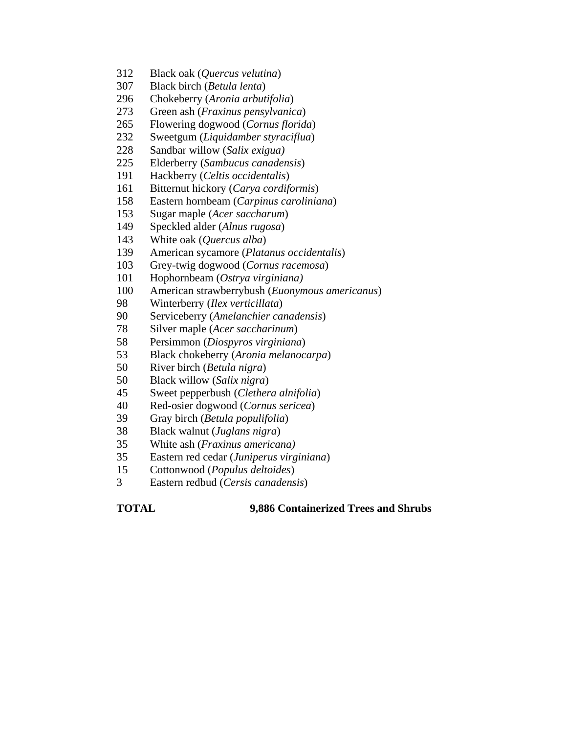312 Black oak (*Quercus velutina*)
307 Black birch (*Betula lenta*)
296 Chokeberry (*Aronia arbutifolia*)
273 Green ash (*Fraxinus pensylvanica*)
265 Flowering dogwood (*Cornus florida*)
232 Sweetgum (*Liquidamber styraciflua*)
228 Sandbar willow (*Salix exigua)*
225 Elderberry (*Sambucus canadensis*)
191 Hackberry (*Celtis occidentalis*)
161 Bitternut hickory (*Carya cordiformis*)
158 Eastern hornbeam (*Carpinus caroliniana*)
153 Sugar maple (*Acer saccharum*)
149 Speckled alder (*Alnus rugosa*)
143 White oak (*Quercus alba*)
139 American sycamore (*Platanus occidentalis*)
103 Grey-twig dogwood (*Cornus racemosa*)
101 Hophornbeam (*Ostrya virginiana)*
100 American strawberrybush (*Euonymous americanus*)
98 Winterberry (*Ilex verticillata*)
90 Serviceberry (*Amelanchier canadensis*)
78 Silver maple (*Acer saccharinum*)
58 Persimmon (*Diospyros virginiana*)
53 Black chokeberry (*Aronia melanocarpa*)
50 River birch (*Betula nigra*)
50 Black willow (*Salix nigra*)
45 Sweet pepperbush (*Clethera alnifolia*)
40 Red-osier dogwood (*Cornus sericea*)
39 Gray birch (*Betula populifolia*)
38 Black walnut (*Juglans nigra*)
35 White ash (*Fraxinus americana)*
35 Eastern red cedar (*Juniperus virginiana*)
15 Cottonwood (*Populus deltoides*)
3 Eastern redbud (*Cersis canadensis*)

**TOTAL** **9,886 Containerized Trees and Shrubs**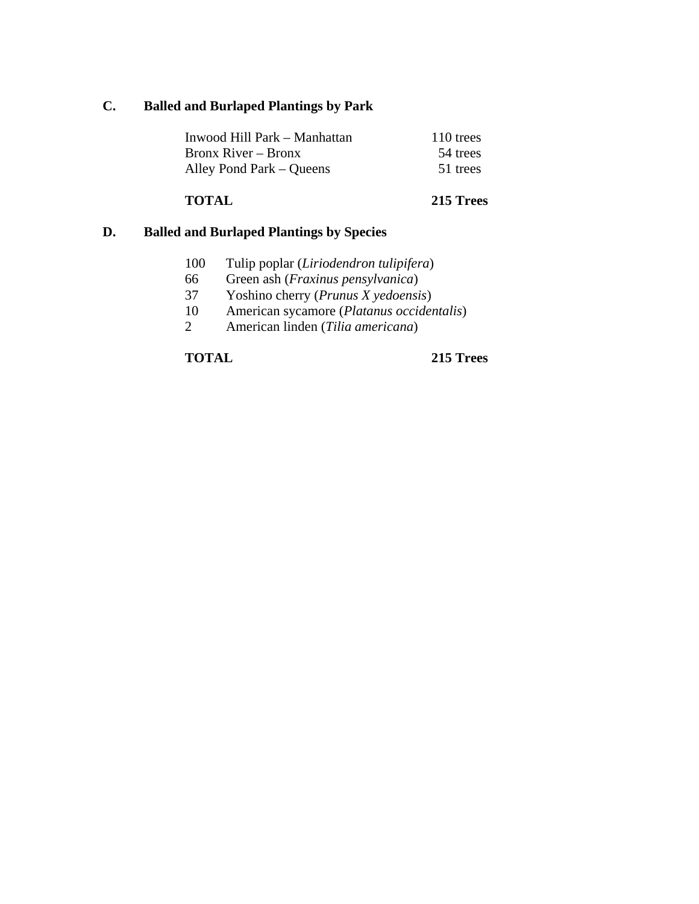## C. Balled and Burlaped Plantings by Park

| | |
|---|---|
| Inwood Hill Park – Manhattan | 110 trees |
| Bronx River – Bronx | 54 trees |
| Alley Pond Park – Queens | 51 trees |
| **TOTAL** | **215 Trees** |

## D. Balled and Burlaped Plantings by Species

| | |
|---|---|
| 100 | Tulip poplar (*Liriodendron tulipifera*) |
| 66 | Green ash (*Fraxinus pensylvanica*) |
| 37 | Yoshino cherry (*Prunus X yedoensis*) |
| 10 | American sycamore (*Platanus occidentalis*) |
| 2 | American linden (*Tilia americana*) |

**TOTAL** **215 Trees**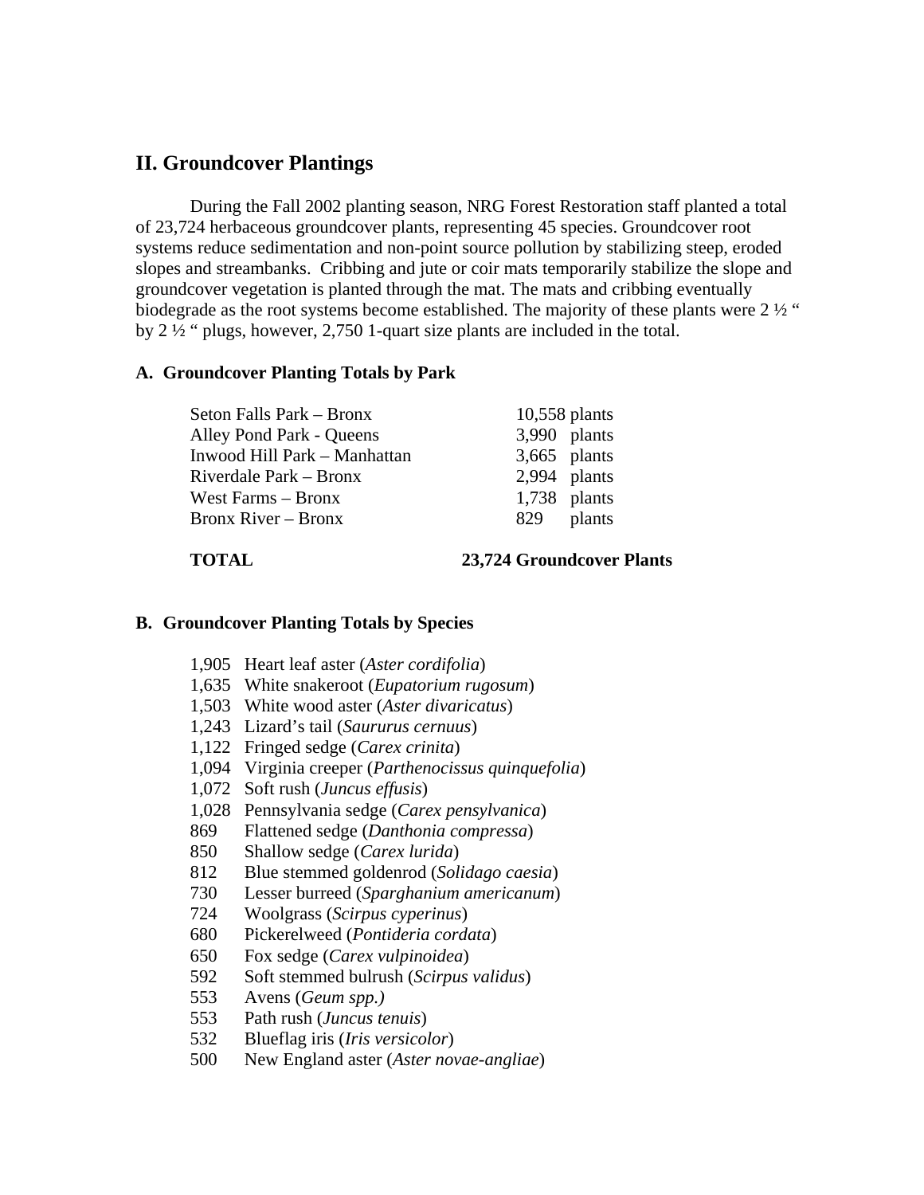## II. Groundcover Plantings

During the Fall 2002 planting season, NRG Forest Restoration staff planted a total of 23,724 herbaceous groundcover plants, representing 45 species. Groundcover root systems reduce sedimentation and non-point source pollution by stabilizing steep, eroded slopes and streambanks. Cribbing and jute or coir mats temporarily stabilize the slope and groundcover vegetation is planted through the mat. The mats and cribbing eventually biodegrade as the root systems become established. The majority of these plants were 2 ½ " by 2 ½ " plugs, however, 2,750 1-quart size plants are included in the total.

### A. Groundcover Planting Totals by Park

| | |
|---|---|
| Seton Falls Park – Bronx | 10,558 plants |
| Alley Pond Park - Queens | 3,990 plants |
| Inwood Hill Park – Manhattan | 3,665 plants |
| Riverdale Park – Bronx | 2,994 plants |
| West Farms – Bronx | 1,738 plants |
| Bronx River – Bronx | 829 plants |
| **TOTAL** | **23,724 Groundcover Plants** |

### B. Groundcover Planting Totals by Species

| | |
|---|---|
| 1,905 | Heart leaf aster (*Aster cordifolia*) |
| 1,635 | White snakeroot (*Eupatorium rugosum*) |
| 1,503 | White wood aster (*Aster divaricatus*) |
| 1,243 | Lizard's tail (*Saururus cernuus*) |
| 1,122 | Fringed sedge (*Carex crinita*) |
| 1,094 | Virginia creeper (*Parthenocissus quinquefolia*) |
| 1,072 | Soft rush (*Juncus effusis*) |
| 1,028 | Pennsylvania sedge (*Carex pensylvanica*) |
| 869 | Flattened sedge (*Danthonia compressa*) |
| 850 | Shallow sedge (*Carex lurida*) |
| 812 | Blue stemmed goldenrod (*Solidago caesia*) |
| 730 | Lesser burreed (*Sparghanium americanum*) |
| 724 | Woolgrass (*Scirpus cyperinus*) |
| 680 | Pickerelweed (*Pontideria cordata*) |
| 650 | Fox sedge (*Carex vulpinoidea*) |
| 592 | Soft stemmed bulrush (*Scirpus validus*) |
| 553 | Avens (*Geum spp.)* |
| 553 | Path rush (*Juncus tenuis*) |
| 532 | Blueflag iris (*Iris versicolor*) |
| 500 | New England aster (*Aster novae-angliae*) |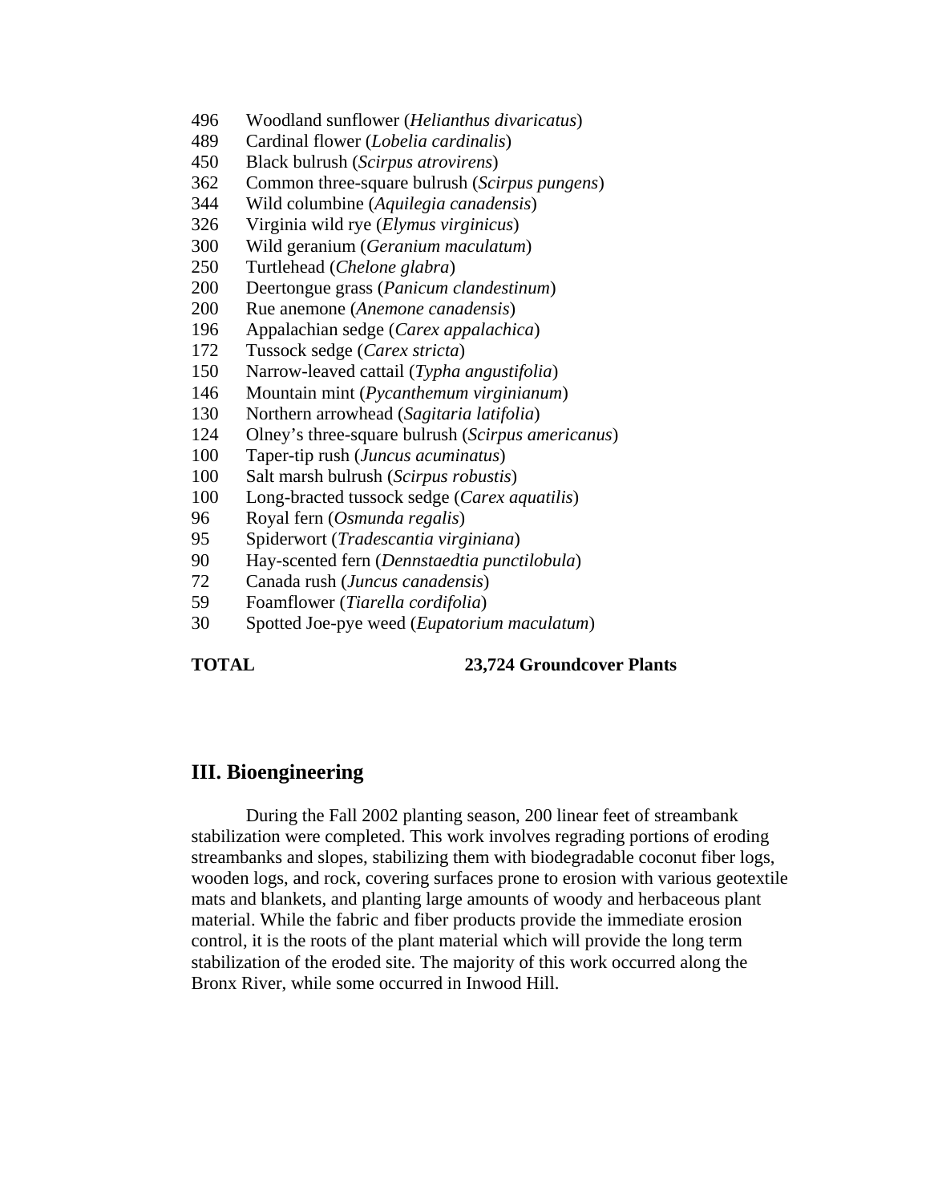496 Woodland sunflower (*Helianthus divaricatus*)
489 Cardinal flower (*Lobelia cardinalis*)
450 Black bulrush (*Scirpus atrovirens*)
362 Common three-square bulrush (*Scirpus pungens*)
344 Wild columbine (*Aquilegia canadensis*)
326 Virginia wild rye (*Elymus virginicus*)
300 Wild geranium (*Geranium maculatum*)
250 Turtlehead (*Chelone glabra*)
200 Deertongue grass (*Panicum clandestinum*)
200 Rue anemone (*Anemone canadensis*)
196 Appalachian sedge (*Carex appalachica*)
172 Tussock sedge (*Carex stricta*)
150 Narrow-leaved cattail (*Typha angustifolia*)
146 Mountain mint (*Pycanthemum virginianum*)
130 Northern arrowhead (*Sagitaria latifolia*)
124 Olney's three-square bulrush (*Scirpus americanus*)
100 Taper-tip rush (*Juncus acuminatus*)
100 Salt marsh bulrush (*Scirpus robustis*)
100 Long-bracted tussock sedge (*Carex aquatilis*)
96 Royal fern (*Osmunda regalis*)
95 Spiderwort (*Tradescantia virginiana*)
90 Hay-scented fern (*Dennstaedtia punctilobula*)
72 Canada rush (*Juncus canadensis*)
59 Foamflower (*Tiarella cordifolia*)
30 Spotted Joe-pye weed (*Eupatorium maculatum*)

**TOTAL** **23,724 Groundcover Plants**

## III. Bioengineering

During the Fall 2002 planting season, 200 linear feet of streambank stabilization were completed. This work involves regrading portions of eroding streambanks and slopes, stabilizing them with biodegradable coconut fiber logs, wooden logs, and rock, covering surfaces prone to erosion with various geotextile mats and blankets, and planting large amounts of woody and herbaceous plant material. While the fabric and fiber products provide the immediate erosion control, it is the roots of the plant material which will provide the long term stabilization of the eroded site. The majority of this work occurred along the Bronx River, while some occurred in Inwood Hill.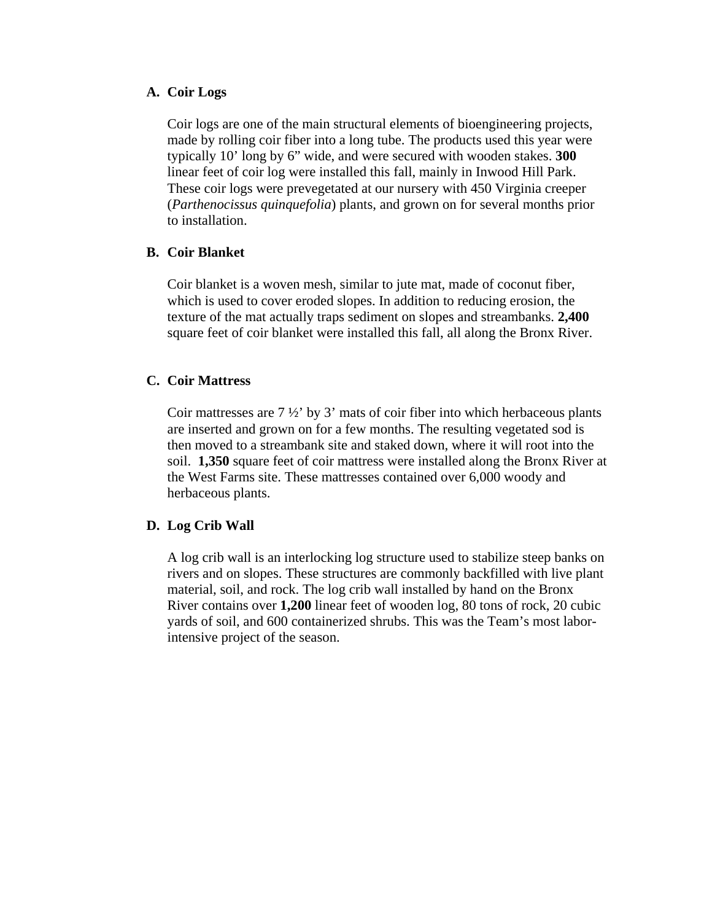### A. Coir Logs

Coir logs are one of the main structural elements of bioengineering projects, made by rolling coir fiber into a long tube. The products used this year were typically 10' long by 6" wide, and were secured with wooden stakes. **300** linear feet of coir log were installed this fall, mainly in Inwood Hill Park. These coir logs were prevegetated at our nursery with 450 Virginia creeper (*Parthenocissus quinquefolia*) plants, and grown on for several months prior to installation.

### B. Coir Blanket

Coir blanket is a woven mesh, similar to jute mat, made of coconut fiber, which is used to cover eroded slopes. In addition to reducing erosion, the texture of the mat actually traps sediment on slopes and streambanks. **2,400** square feet of coir blanket were installed this fall, all along the Bronx River.

### C. Coir Mattress

Coir mattresses are 7 ½' by 3' mats of coir fiber into which herbaceous plants are inserted and grown on for a few months. The resulting vegetated sod is then moved to a streambank site and staked down, where it will root into the soil. **1,350** square feet of coir mattress were installed along the Bronx River at the West Farms site. These mattresses contained over 6,000 woody and herbaceous plants.

### D. Log Crib Wall

A log crib wall is an interlocking log structure used to stabilize steep banks on rivers and on slopes. These structures are commonly backfilled with live plant material, soil, and rock. The log crib wall installed by hand on the Bronx River contains over **1,200** linear feet of wooden log, 80 tons of rock, 20 cubic yards of soil, and 600 containerized shrubs. This was the Team's most labor-intensive project of the season.